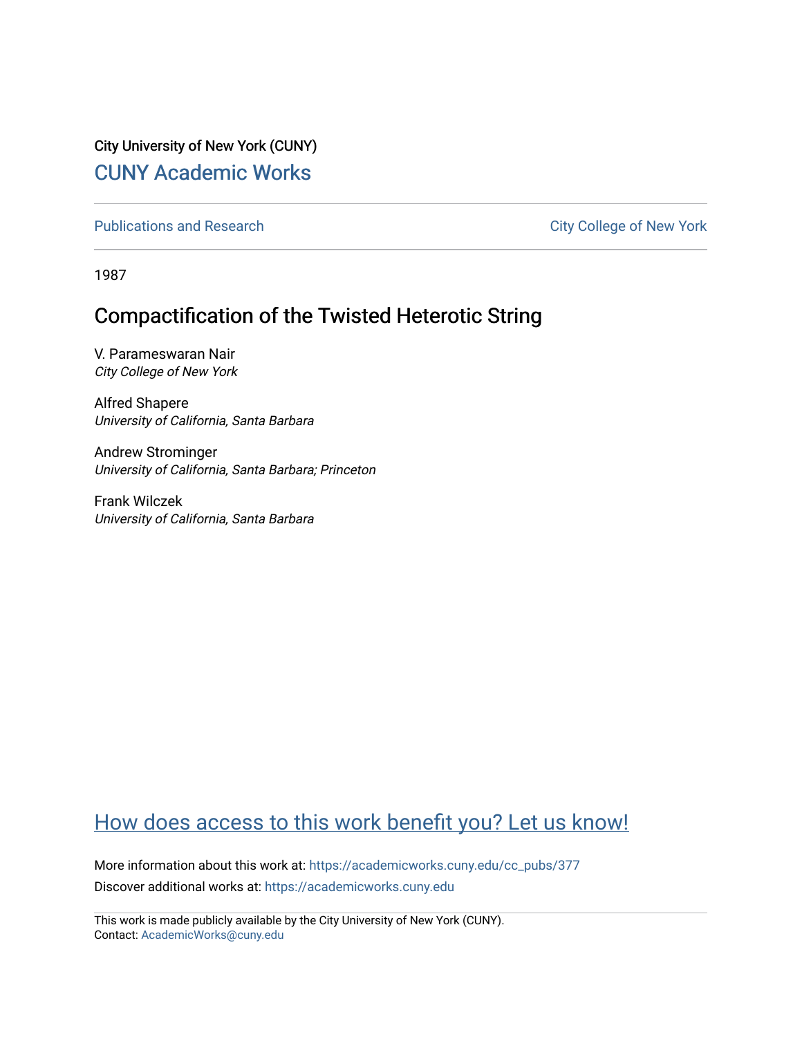City University of New York (CUNY)

# CUNY Academic Works

Publications and Research

City College of New York

1987

## Compactification of the Twisted Heterotic String

V. Parameswaran Nair
*City College of New York*

Alfred Shapere
*University of California, Santa Barbara*

Andrew Strominger
*University of California, Santa Barbara; Princeton*

Frank Wilczek
*University of California, Santa Barbara*

How does access to this work benefit you? Let us know!

More information about this work at: https://academicworks.cuny.edu/cc_pubs/377

Discover additional works at: https://academicworks.cuny.edu

This work is made publicly available by the City University of New York (CUNY).
Contact: AcademicWorks@cuny.edu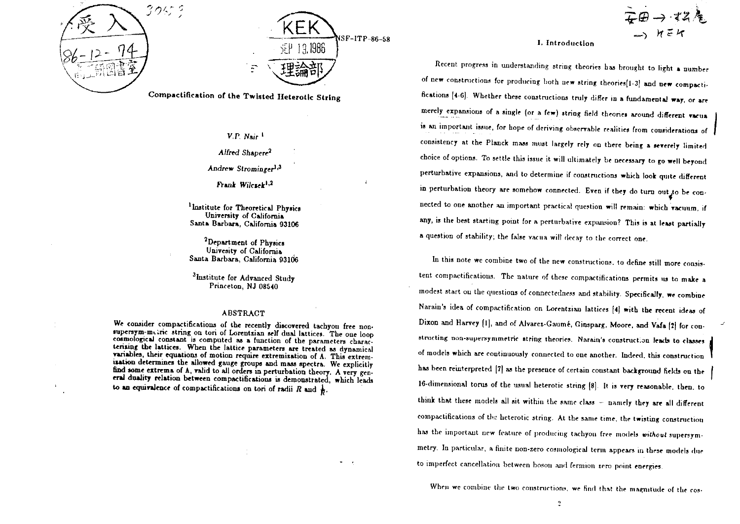NSF-ITP-86-58

## Compactification of the Twisted Heterotic String

*V.P. Nair* [1]

*Alfred Shapere* [2]

*Andrew Strominger* [1,3]

*Frank Wilczek* [1,2]

[1] Institute for Theoretical Physics
University of California
Santa Barbara, California 93106

[2] Department of Physics
Univesity of California
Santa Barbara, California 93106

[3] Institute for Advanced Study
Princeton, NJ 08540

### ABSTRACT

We consider compactifications of the recently discovered tachyon free non-supersym-metric string on tori of Lorentzian self dual lattices. The one loop cosmological constant is computed as a function of the parameters characterizing the lattices. When the lattice parameters are treated as dynamical variables, their equations of motion require extremization of $\Lambda$. This extremization determines the allowed gauge groups and mass spectra. We explicitly find some extrema of $\Lambda$, valid to all orders in perturbation theory. A very general duality relation between compactifications is demonstrated, which leads to an equivalence of compactifications on tori of radii $R$ and $\frac{1}{R}$.

## I. Introduction

Recent progress in understanding string theories has brought to light a number of new constructions for producing both new string theories[1-3] and new compactifications [4-6]. Whether these constructions truly differ in a fundamental way, or are merely expansions of a single (or a few) string field theories around different vacua is an important issue, for hope of deriving observable realities from considerations of consistency at the Planck mass must largely rely on there being a severely limited choice of options. To settle this issue it will ultimately be necessary to go well beyond perturbative expansions, and to determine if constructions which look quite different in perturbation theory are somehow connected. Even if they do turn out to be connected to one another an important practical question will remain: which vacuum, if any, is the best starting point for a perturbative expansion? This is at least partially a question of stability; the false vacua will decay to the correct one.

In this note we combine two of the new constructions, to define still more consistent compactifications. The nature of these compactifications permits us to make a modest start on the questions of connectedness and stability. Specifically, we combine Narain's idea of compactification on Lorentzian lattices [4] with the recent ideas of Dixon and Harvey [1], and of Alvarez-Gaumé, Ginsparg, Moore, and Vafa [2] for constructing non-supersymmetric string theories. Narain's construction leads to classes of models which are continuously connected to one another. Indeed, this construction has been reinterpreted [7] as the presence of certain constant background fields on the 16-dimensional torus of the usual heterotic string [8]. It is very reasonable, then, to think that these models all sit within the same class – namely they are all different compactifications of the heterotic string. At the same time, the twisting construction has the important new feature of producing tachyon free models *without* supersymmetry. In particular, a finite non-zero cosmological term appears in these models due to imperfect cancellation between boson and fermion zero point energies.

When we combine the two constructions, we find that the magnitude of the cos-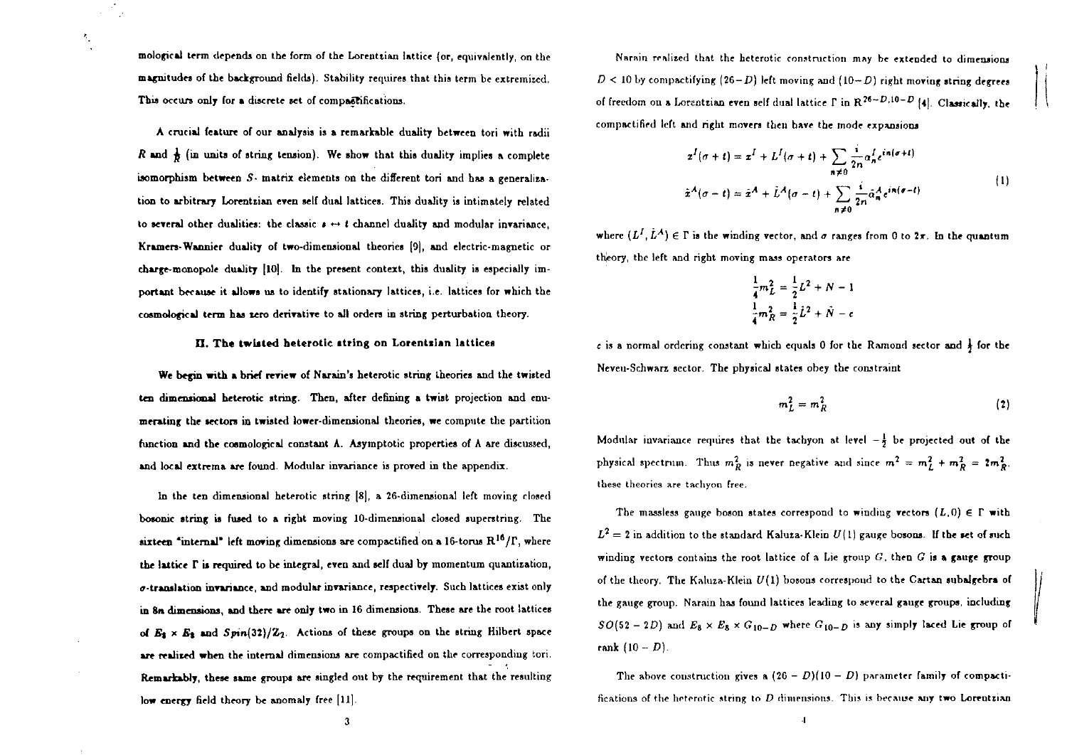mological term depends on the form of the Lorentzian lattice (or, equivalently, on the magnitudes of the background fields). Stability requires that this term be extremized. This occurs only for a discrete set of compactifications.

A crucial feature of our analysis is a remarkable duality between tori with radii $R$ and $\frac{1}{R}$ (in units of string tension). We show that this duality implies a complete isomorphism between $S$- matrix elements on the different tori and has a generalization to arbitrary Lorentzian even self dual lattices. This duality is intimately related to several other dualities: the classic $s \leftrightarrow t$ channel duality and modular invariance, Kramers-Wannier duality of two-dimensional theories [9], and electric-magnetic or charge-monopole duality [10]. In the present context, this duality is especially important because it allows us to identify stationary lattices, i.e. lattices for which the cosmological term has zero derivative to all orders in string perturbation theory.

## II. The twisted heterotic string on Lorentzian lattices

We begin with a brief review of Narain's heterotic string theories and the twisted ten dimensional heterotic string. Then, after defining a twist projection and enumerating the sectors in twisted lower-dimensional theories, we compute the partition function and the cosmological constant $\Lambda$. Asymptotic properties of $\Lambda$ are discussed, and local extrema are found. Modular invariance is proved in the appendix.

In the ten dimensional heterotic string [8], a 26-dimensional left moving closed bosonic string is fused to a right moving 10-dimensional closed superstring. The sixteen "internal" left moving dimensions are compactified on a 16-torus $R^{16}/\Gamma$, where the lattice $\Gamma$ is required to be integral, even and self dual by momentum quantization, $\sigma$-translation invariance, and modular invariance, respectively. Such lattices exist only in $8n$ dimensions, and there are only two in 16 dimensions. These are the root lattices of $E_8 \times E_8$ and $Spin(32)/Z_2$. Actions of these groups on the string Hilbert space are realized when the internal dimensions are compactified on the corresponding tori. Remarkably, these same groups are singled out by the requirement that the resulting low energy field theory be anomaly free [11].

Narain realized that the heterotic construction may be extended to dimensions $D < 10$ by compactifying $(26-D)$ left moving and $(10-D)$ right moving string degrees of freedom on a Lorentzian even self dual lattice $\Gamma$ in $R^{26-D,10-D}$ [4]. Classically, the compactified left and right movers then have the mode expansions

$$
\begin{aligned}
x^I(\sigma+t) &= x^I + L^I(\sigma+t) + \sum_{n\neq 0} \frac{i}{2n}\alpha_n^I e^{in(\sigma+t)} \\
\tilde{x}^A(\sigma-t) &= \tilde{x}^A + \tilde{L}^A(\sigma-t) + \sum_{n\neq 0} \frac{i}{2n}\tilde{\alpha}_n^A e^{in(\sigma-t)}
\end{aligned}
\tag{1}
$$

where $(L^I, \tilde{L}^A) \in \Gamma$ is the winding vector, and $\sigma$ ranges from 0 to $2\pi$. In the quantum theory, the left and right moving mass operators are

$$
\begin{aligned}
\frac{1}{4}m_L^2 &= \frac{1}{2}L^2 + N - 1 \\
\frac{1}{4}m_R^2 &= \frac{1}{2}\tilde{L}^2 + \tilde{N} - c
\end{aligned}
$$

$c$ is a normal ordering constant which equals 0 for the Ramond sector and $\frac{1}{2}$ for the Neveu-Schwarz sector. The physical states obey the constraint

$$
m_L^2 = m_R^2 \tag{2}
$$

Modular invariance requires that the tachyon at level $-\frac{1}{2}$ be projected out of the physical spectrum. Thus $m_R^2$ is never negative and since $m^2 = m_L^2 + m_R^2 = 2m_R^2$, these theories are tachyon free.

The massless gauge boson states correspond to winding vectors $(L, 0) \in \Gamma$ with $L^2 = 2$ in addition to the standard Kaluza-Klein $U(1)$ gauge bosons. If the set of such winding vectors contains the root lattice of a Lie group $G$, then $G$ is a gauge group of the theory. The Kaluza-Klein $U(1)$ bosons correspond to the Cartan subalgebra of the gauge group. Narain has found lattices leading to several gauge groups, including $SO(52-2D)$ and $E_8 \times E_8 \times G_{10-D}$ where $G_{10-D}$ is any simply laced Lie group of rank $(10-D)$.

The above construction gives a $(26-D)(10-D)$ parameter family of compactifications of the heterotic string to $D$ dimensions. This is because any two Lorentzian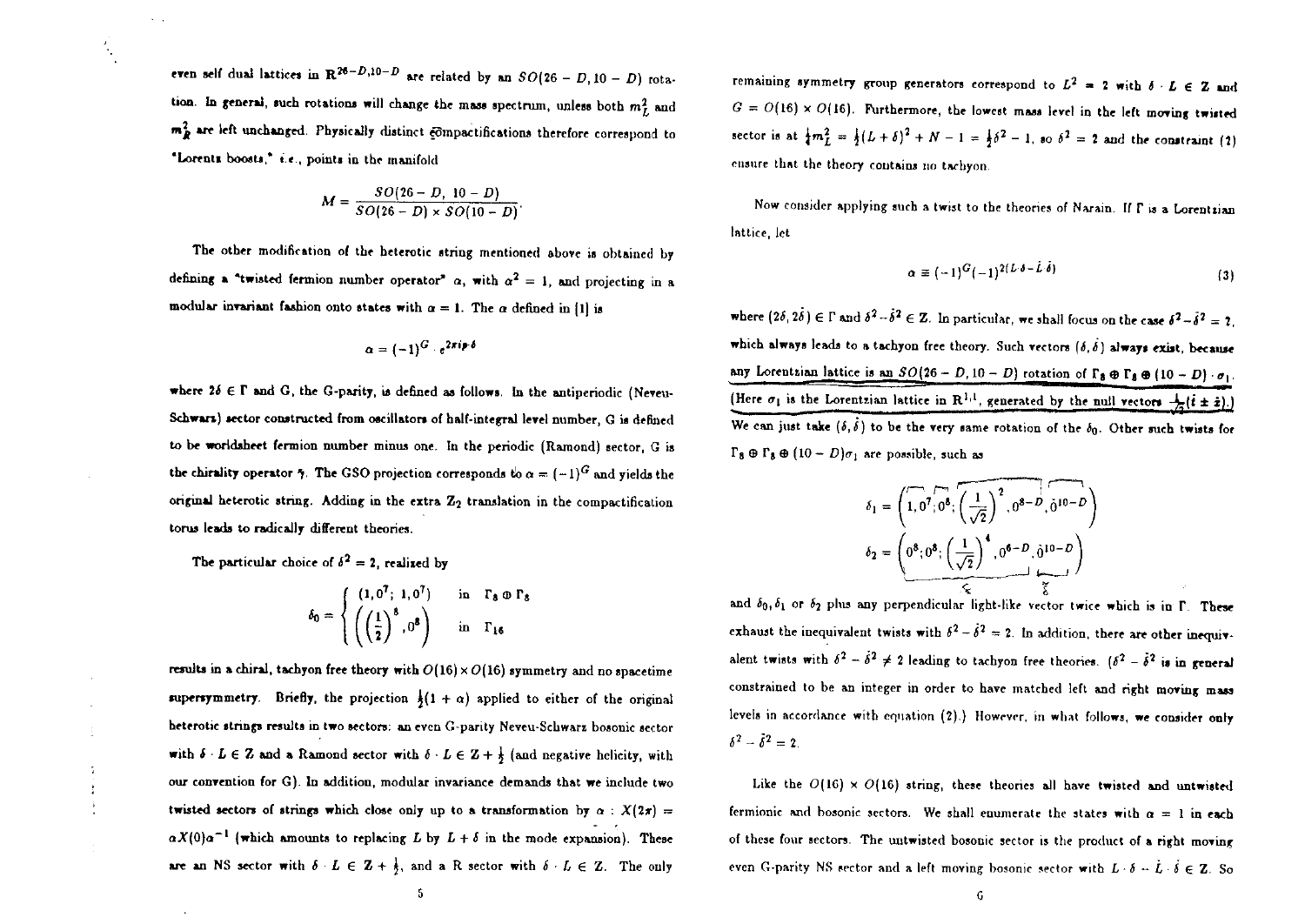even self dual lattices in $\mathbf{R}^{26-D,10-D}$ are related by an $SO(26-D,10-D)$ rotation. In general, such rotations will change the mass spectrum, unless both $m_L^2$ and $m_R^2$ are left unchanged. Physically distinct compactifications therefore correspond to "Lorentz boosts," *i.e.*, points in the manifold

$$M = \frac{SO(26-D,\ 10-D)}{SO(26-D)\times SO(10-D)}.$$

The other modification of the heterotic string mentioned above is obtained by defining a "twisted fermion number operator" $\alpha$, with $\alpha^2 = 1$, and projecting in a modular invariant fashion onto states with $\alpha = 1$. The $\alpha$ defined in [1] is

$$\alpha = (-1)^G \cdot e^{2\pi i p\cdot\delta}$$

where $2\delta \in \Gamma$ and G, the G-parity, is defined as follows. In the antiperiodic (Neveu-Schwarz) sector constructed from oscillators of half-integral level number, G is defined to be worldsheet fermion number minus one. In the periodic (Ramond) sector, G is the chirality operator $\bar{\gamma}$. The GSO projection corresponds to $\alpha = (-1)^G$ and yields the original heterotic string. Adding in the extra $Z_2$ translation in the compactification torus leads to radically different theories.

The particular choice of $\delta^2 = 2$, realized by

$$\delta_0 = \begin{cases} (1,0^7;\ 1,0^7) & \text{in } \Gamma_8\oplus\Gamma_8 \\ \left(\left(\frac{1}{2}\right)^8,0^8\right) & \text{in } \Gamma_{16} \end{cases}$$

results in a chiral, tachyon free theory with $O(16)\times O(16)$ symmetry and no spacetime supersymmetry. Briefly, the projection $\frac{1}{2}(1+\alpha)$ applied to either of the original heterotic strings results in two sectors: an even G-parity Neveu-Schwarz bosonic sector with $\delta\cdot L \in Z$ and a Ramond sector with $\delta\cdot L \in Z + \frac{1}{2}$ (and negative helicity, with our convention for G). In addition, modular invariance demands that we include two twisted sectors of strings which close only up to a transformation by $\alpha$ : $X(2\pi) = \alpha X(0)\alpha^{-1}$ (which amounts to replacing $L$ by $L+\delta$ in the mode expansion). These are an NS sector with $\delta\cdot L \in Z + \frac{1}{2}$, and a R sector with $\delta\cdot L \in Z$. The only remaining symmetry group generators correspond to $L^2 = 2$ with $\delta\cdot L \in Z$ and $G = O(16)\times O(16)$. Furthermore, the lowest mass level in the left moving twisted sector is at $\frac{1}{4}m_L^2 = \frac{1}{2}(L+\delta)^2 + N - 1 = \frac{1}{2}\delta^2 - 1$, so $\delta^2 = 2$ and the constraint (2) ensure that the theory contains no tachyon.

Now consider applying such a twist to the theories of Narain. If $\Gamma$ is a Lorentzian lattice, let

$$\alpha \equiv (-1)^G(-1)^{2(L\cdot\delta - \bar{L}\cdot\bar{\delta})} \tag{3}$$

where $(2\delta,2\bar{\delta}) \in \Gamma$ and $\delta^2 - \bar{\delta}^2 \in Z$. In particular, we shall focus on the case $\delta^2 - \bar{\delta}^2 = 2$, which always leads to a tachyon free theory. Such vectors $(\delta,\bar{\delta})$ always exist, because any Lorentzian lattice is an $SO(26-D,10-D)$ rotation of $\Gamma_8\oplus\Gamma_8\oplus(10-D)\cdot\sigma_1$. (Here $\sigma_1$ is the Lorentzian lattice in $\mathbf{R}^{1,1}$, generated by the null vectors $\frac{1}{\sqrt{2}}(\hat{i}\pm\hat{\bar{i}})$.) We can just take $(\delta,\bar{\delta})$ to be the very same rotation of the $\delta_0$. Other such twists for $\Gamma_8\oplus\Gamma_8\oplus(10-D)\sigma_1$ are possible, such as

$$\delta_1 = \left(1,0^7;0^8;\left(\frac{1}{\sqrt{2}}\right)^2,0^{8-D},\bar{0}^{10-D}\right)$$

$$\delta_2 = \left(0^8;0^8;\left(\frac{1}{\sqrt{2}}\right)^4,0^{6-D},\bar{0}^{10-D}\right)$$

and $\delta_0, \delta_1$ or $\delta_2$ plus any perpendicular light-like vector twice which is in $\Gamma$. These exhaust the inequivalent twists with $\delta^2 - \bar{\delta}^2 = 2$. In addition, there are other inequivalent twists with $\delta^2 - \bar{\delta}^2 \neq 2$ leading to tachyon free theories. ($\delta^2 - \bar{\delta}^2$ is in general constrained to be an integer in order to have matched left and right moving mass levels in accordance with equation (2).) However, in what follows, we consider only $\delta^2 - \bar{\delta}^2 = 2$.

Like the $O(16)\times O(16)$ string, these theories all have twisted and untwisted fermionic and bosonic sectors. We shall enumerate the states with $\alpha = 1$ in each of these four sectors. The untwisted bosonic sector is the product of a right moving even G-parity NS sector and a left moving bosonic sector with $L\cdot\delta - \bar{L}\cdot\bar{\delta} \in Z$. So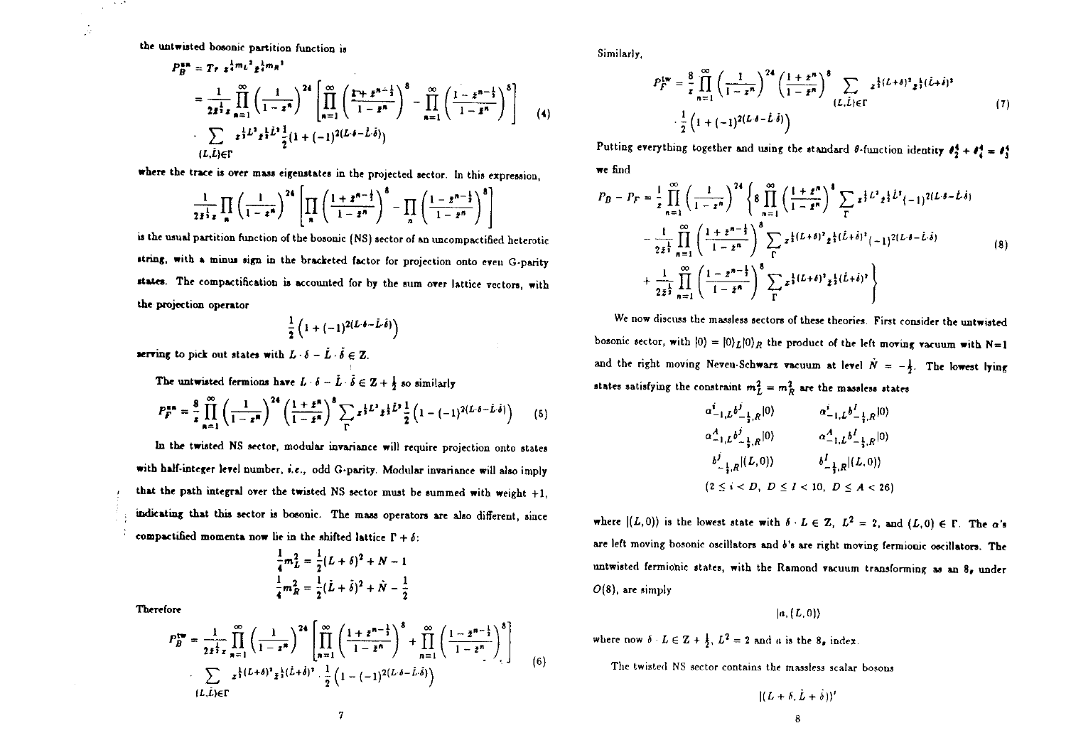the untwisted bosonic partition function is

$$
\begin{aligned}
P_B^{un} &= Tr\, z^{\frac{1}{4}m_L{}^2} \bar{z}^{\frac{1}{4}m_R{}^2} \\
&= \frac{1}{2\bar{z}^{\frac{1}{2}}z}\prod_{n=1}^{\infty}\left(\frac{1}{1-z^n}\right)^{24}\left[\prod_{n=1}^{\infty}\left(\frac{1+\bar{z}^{n-\frac{1}{2}}}{1-\bar{z}^n}\right)^8-\prod_{n=1}^{\infty}\left(\frac{1-\bar{z}^{n-\frac{1}{2}}}{1-\bar{z}^n}\right)^8\right] \\
&\cdot \sum_{(L,\bar{L})\in\Gamma} z^{\frac{1}{2}L^2}\bar{z}^{\frac{1}{2}\bar{L}^2}\frac{1}{2}(1+(-1)^{2(L\cdot\delta-\bar{L}\cdot\bar{\delta})})
\end{aligned}
\tag{4}
$$

where the trace is over mass eigenstates in the projected sector. In this expression,

$$
\frac{1}{2\bar{z}^{\frac{1}{2}}z}\prod_n\left(\frac{1}{1-z^n}\right)^{24}\left[\prod_n\left(\frac{1+\bar{z}^{n-\frac{1}{2}}}{1-\bar{z}^n}\right)^8-\prod_n\left(\frac{1-\bar{z}^{n-\frac{1}{2}}}{1-\bar{z}^n}\right)^8\right]
$$

is the usual partition function of the bosonic (NS) sector of an uncompactified heterotic string, with a minus sign in the bracketed factor for projection onto even G-parity states. The compactification is accounted for by the sum over lattice vectors, with the projection operator

$$
\frac{1}{2}\left(1+(-1)^{2(L\cdot\delta-\bar{L}\cdot\bar{\delta})}\right)
$$

serving to pick out states with $L\cdot\delta-\bar{L}\cdot\bar{\delta}\in\mathbb{Z}$.

The untwisted fermions have $L\cdot\delta-\bar{L}\cdot\bar{\delta}\in\mathbb{Z}+\frac{1}{2}$ so similarly

$$
P_F^{un}=\frac{8}{z}\prod_{n=1}^{\infty}\left(\frac{1}{1-z^n}\right)^{24}\left(\frac{1+\bar{z}^n}{1-\bar{z}^n}\right)^8\sum_{\Gamma}z^{\frac{1}{2}L^2}\bar{z}^{\frac{1}{2}\bar{L}^2}\frac{1}{2}\left(1-(-1)^{2(L\cdot\delta-\bar{L}\cdot\bar{\delta})}\right)
\tag{5}
$$

In the twisted NS sector, modular invariance will require projection onto states with half-integer level number, *i.e.*, odd G-parity. Modular invariance will also imply that the path integral over the twisted NS sector must be summed with weight +1, indicating that this sector is bosonic. The mass operators are also different, since compactified momenta now lie in the shifted lattice $\Gamma+\delta$:

$$
\frac{1}{4}m_L^2=\frac{1}{2}(L+\delta)^2+N-1
$$

$$
\frac{1}{4}m_R^2=\frac{1}{2}(\bar{L}+\bar{\delta})^2+\bar{N}-\frac{1}{2}
$$

Therefore

$$
\begin{aligned}
P_B^{tw} &= \frac{1}{2\bar{z}^{\frac{1}{2}}z}\prod_{n=1}^{\infty}\left(\frac{1}{1-z^n}\right)^{24}\left[\prod_{n=1}^{\infty}\left(\frac{1+\bar{z}^{n-\frac{1}{2}}}{1-\bar{z}^n}\right)^8+\prod_{n=1}^{\infty}\left(\frac{1-\bar{z}^{n-\frac{1}{2}}}{1-\bar{z}^n}\right)^8\right] \\
&\cdot\sum_{(L,\bar{L})\in\Gamma}z^{\frac{1}{2}(L+\delta)^2}\bar{z}^{\frac{1}{2}(\bar{L}+\bar{\delta})^2}\cdot\frac{1}{2}\left(1-(-1)^{2(L\cdot\delta-\bar{L}\cdot\bar{\delta})}\right)
\end{aligned}
\tag{6}
$$

Similarly,

$$
\begin{aligned}
P_F^{tw} &= \frac{8}{z}\prod_{n=1}^{\infty}\left(\frac{1}{1-z^n}\right)^{24}\left(\frac{1+\bar{z}^n}{1-\bar{z}^n}\right)^8\sum_{(L,\bar{L})\in\Gamma}z^{\frac{1}{2}(L+\delta)^2}\bar{z}^{\frac{1}{2}(\bar{L}+\bar{\delta})^2} \\
&\cdot\frac{1}{2}\left(1+(-1)^{2(L\cdot\delta-\bar{L}\cdot\bar{\delta})}\right)
\end{aligned}
\tag{7}
$$

Putting everything together and using the standard $\theta$-function identity $\theta_2^4+\theta_4^4=\theta_3^4$ we find

$$
\begin{aligned}
P_B-P_F &= \frac{1}{z}\prod_{n=1}^{\infty}\left(\frac{1}{1-z^n}\right)^{24}\Bigg\{8\prod_{n=1}^{\infty}\left(\frac{1+\bar{z}^n}{1-\bar{z}^n}\right)^8\sum_{\Gamma}z^{\frac{1}{2}L^2}\bar{z}^{\frac{1}{2}\bar{L}^2}(-1)^{2(L\cdot\delta-\bar{L}\cdot\bar{\delta})} \\
&-\frac{1}{2\bar{z}^{\frac{1}{2}}}\prod_{n=1}^{\infty}\left(\frac{1+\bar{z}^{n-\frac{1}{2}}}{1-\bar{z}^n}\right)^8\sum_{\Gamma}z^{\frac{1}{2}(L+\delta)^2}\bar{z}^{\frac{1}{2}(\bar{L}+\bar{\delta})^2}(-1)^{2(L\cdot\delta-\bar{L}\cdot\bar{\delta})} \\
&+\frac{1}{2\bar{z}^{\frac{1}{2}}}\prod_{n=1}^{\infty}\left(\frac{1-\bar{z}^{n-\frac{1}{2}}}{1-\bar{z}^n}\right)^8\sum_{\Gamma}z^{\frac{1}{2}(L+\delta)^2}\bar{z}^{\frac{1}{2}(\bar{L}+\bar{\delta})^2}\Bigg\}
\end{aligned}
\tag{8}
$$

We now discuss the massless sectors of these theories. First consider the untwisted bosonic sector, with $|0\rangle=|0\rangle_L|0\rangle_R$ the product of the left moving vacuum with N=1 and the right moving Neveu-Schwarz vacuum at level $\bar{N}=-\frac{1}{2}$. The lowest lying states satisfying the constraint $m_L^2=m_R^2$ are the massless states

$$
\begin{array}{ll}
\alpha^i_{-1,L}b^j_{-\frac{1}{2},R}|0\rangle & \alpha^i_{-1,L}b^I_{-\frac{1}{2},R}|0\rangle \\
\alpha^A_{-1,L}b^j_{-\frac{1}{2},R}|0\rangle & \alpha^A_{-1,L}b^I_{-\frac{1}{2},R}|0\rangle \\
b^j_{-\frac{1}{2},R}|(L,0)\rangle & b^I_{-\frac{1}{2},R}|(L,0)\rangle \\
(2\le i<D,\ D\le I<10,\ D\le A<26) &
\end{array}
$$

where $|(L,0)\rangle$ is the lowest state with $\delta\cdot L\in\mathbb{Z}$, $L^2=2$, and $(L,0)\in\Gamma$. The $\alpha$'s are left moving bosonic oscillators and $b$'s are right moving fermionic oscillators. The untwisted fermionic states, with the Ramond vacuum transforming as an $8_s$ under $O(8)$, are simply

$$
|a,(L,0)\rangle
$$

where now $\delta\cdot L\in\mathbb{Z}+\frac{1}{2}$, $L^2=2$ and $a$ is the $8_s$ index.

The twisted NS sector contains the massless scalar bosons

$$
|(L+\delta,\bar{L}+\bar{\delta})\rangle'
$$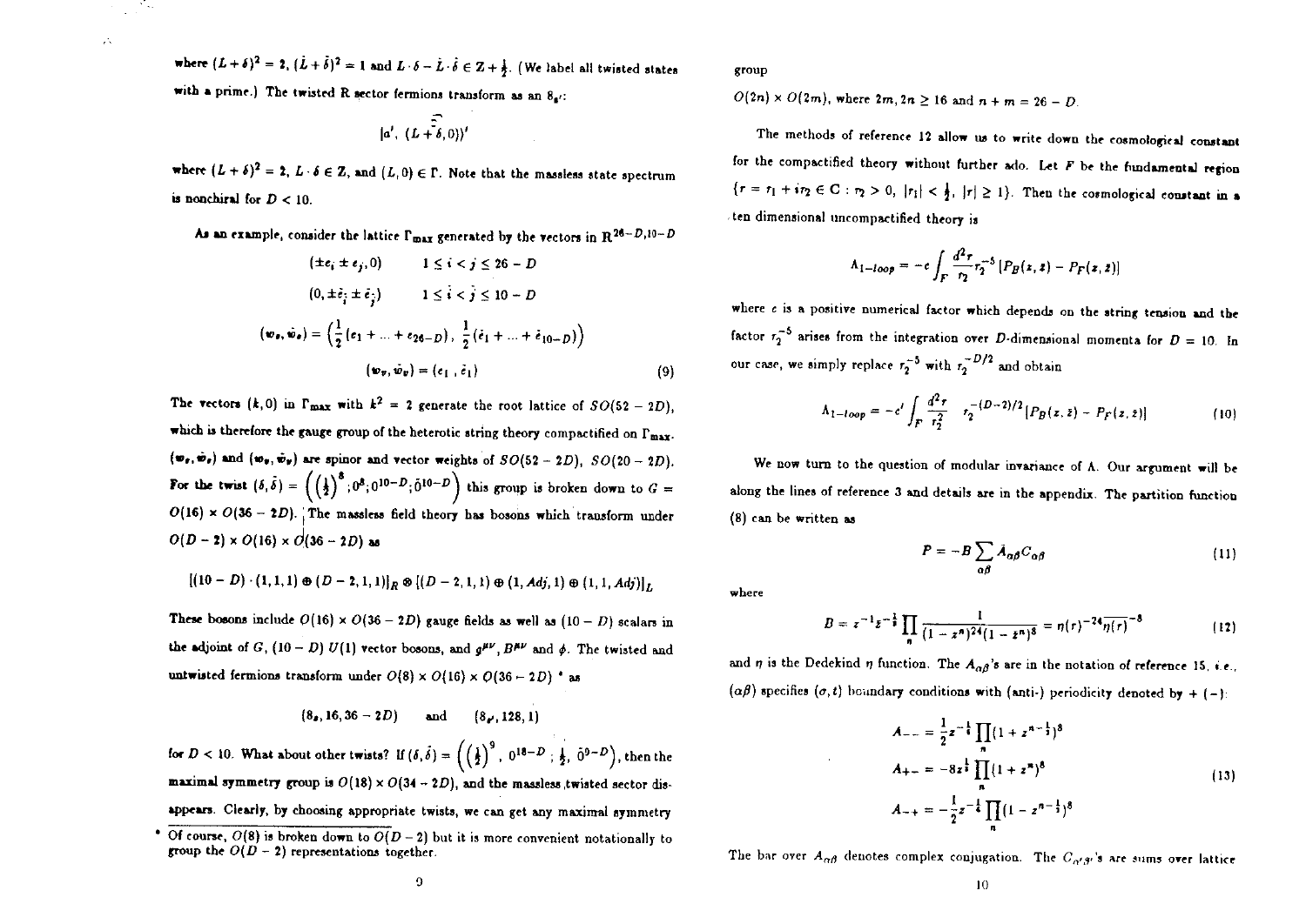where $(L+\delta)^2 = 2$, $(\bar{L}+\bar{\delta})^2 = 1$ and $L\cdot\delta - \bar{L}\cdot\bar{\delta} \in \mathbf{Z}+\frac{1}{2}$. (We label all twisted states with a prime.) The twisted R sector fermions transform as an $8_{s'}$:

$$|a', \; (L+\vec{\delta}, 0)\rangle'$$

where $(L+\delta)^2 = 2$, $L\cdot\delta \in \mathbf{Z}$, and $(L,0) \in \Gamma$. Note that the massless state spectrum is nonchiral for $D < 10$.

As an example, consider the lattice $\Gamma_{\max}$ generated by the vectors in $\mathbf{R}^{26-D,10-D}$

$$\begin{aligned}
&(\pm e_i \pm e_j, 0) && 1 \le i < j \le 26-D \\
&(0, \pm\bar{e}_{\bar{i}} \pm \bar{e}_{\bar{j}}) && 1 \le \bar{i} < \bar{j} \le 10-D \\
&(w_s, \bar{w}_s) = \left(\tfrac{1}{2}(e_1 + \ldots + e_{26-D}),\ \tfrac{1}{2}(\bar{e}_1 + \ldots + \bar{e}_{10-D})\right) \\
&(w_v, \bar{w}_v) = (e_1, \bar{e}_1)
\end{aligned} \tag{9}$$

The vectors $(k, 0)$ in $\Gamma_{\max}$ with $k^2 = 2$ generate the root lattice of $SO(52-2D)$, which is therefore the gauge group of the heterotic string theory compactified on $\Gamma_{\max}$. $(w_s, \bar{w}_s)$ and $(w_v, \bar{w}_v)$ are spinor and vector weights of $SO(52-2D)$, $SO(20-2D)$. For the twist $(\delta, \bar{\delta}) = \left(\left(\frac{1}{2}\right)^8; 0^8; 0^{10-D}; \bar{0}^{10-D}\right)$ this group is broken down to $G = O(16)\times O(36-2D)$. The massless field theory has bosons which transform under $O(D-2)\times O(16)\times O(36-2D)$ as

$$[(10-D)\cdot(1,1,1) \oplus (D-2,1,1)]_R \otimes [(D-2,1,1) \oplus (1, Adj, 1) \oplus (1,1,Adj)]_L$$

These bosons include $O(16)\times O(36-2D)$ gauge fields as well as $(10-D)$ scalars in the adjoint of $G$, $(10-D)$ $U(1)$ vector bosons, and $g^{\mu\nu}$, $B^{\mu\nu}$ and $\phi$. The twisted and untwisted fermions transform under $O(8)\times O(16)\times O(36-2D)$ * as

$$(8_s, 16, 36-2D) \qquad \text{and} \qquad (8_{s'}, 128, 1)$$

for $D < 10$. What about other twists? If $(\delta,\bar{\delta}) = \left(\left(\frac{1}{2}\right)^9,\ 0^{18-D};\ \frac{1}{2},\ \bar{0}^{9-D}\right)$, then the maximal symmetry group is $O(18)\times O(34-2D)$, and the massless twisted sector disappears. Clearly, by choosing appropriate twists, we can get any maximal symmetry group

$O(2n)\times O(2m)$, where $2m, 2n \ge 16$ and $n+m = 26-D$.

The methods of reference 12 allow us to write down the cosmological constant for the compactified theory without further ado. Let $F$ be the fundamental region $\{\tau = \tau_1 + i\tau_2 \in \mathbf{C} : \tau_2 > 0,\ |\tau_1| < \frac{1}{2},\ |\tau| \ge 1\}$. Then the cosmological constant in a ten dimensional uncompactified theory is

$$\Lambda_{1-loop} = -c\int_F \frac{d^2\tau}{\tau_2}\tau_2^{-5}\left[P_B(z,\bar{z}) - P_F(z,\bar{z})\right]$$

where $c$ is a positive numerical factor which depends on the string tension and the factor $\tau_2^{-5}$ arises from the integration over $D$-dimensional momenta for $D = 10$. In our case, we simply replace $\tau_2^{-5}$ with $\tau_2^{-D/2}$ and obtain

$$\Lambda_{1-loop} = -c'\int_F \frac{d^2\tau}{\tau_2^2}\ \tau_2^{-(D-2)/2}\left[P_B(z,\bar{z}) - P_F(z,\bar{z})\right] \tag{10}$$

We now turn to the question of modular invariance of $\Lambda$. Our argument will be along the lines of reference 3 and details are in the appendix. The partition function (8) can be written as

$$P = -B\sum_{\alpha\beta}\bar{A}_{\alpha\beta}C_{\alpha\beta} \tag{11}$$

where

$$B = z^{-1}\bar{z}^{-\frac{1}{2}}\prod_n \frac{1}{(1-z^n)^{24}(1-\bar{z}^n)^8} = \eta(\tau)^{-24}\overline{\eta(\tau)}^{-8} \tag{12}$$

and $\eta$ is the Dedekind $\eta$ function. The $A_{\alpha\beta}$'s are in the notation of reference 15, *i.e.*, $(\alpha\beta)$ specifies $(\sigma, t)$ boundary conditions with (anti-) periodicity denoted by $+$ $(-)$:

$$\begin{aligned}
A_{--} &= \frac{1}{2}z^{-\frac{1}{6}}\prod_n(1+z^{n-\frac{1}{2}})^8 \\
A_{+-} &= -8z^{\frac{1}{3}}\prod_n(1+z^n)^8 \\
A_{-+} &= -\frac{1}{2}z^{-\frac{1}{6}}\prod_n(1-z^{n-\frac{1}{2}})^8
\end{aligned} \tag{13}$$

The bar over $A_{\alpha\beta}$ denotes complex conjugation. The $C_{\alpha'\beta'}$'s are sums over lattice

* Of course, $O(8)$ is broken down to $O(D-2)$ but it is more convenient notationally to group the $O(D-2)$ representations together.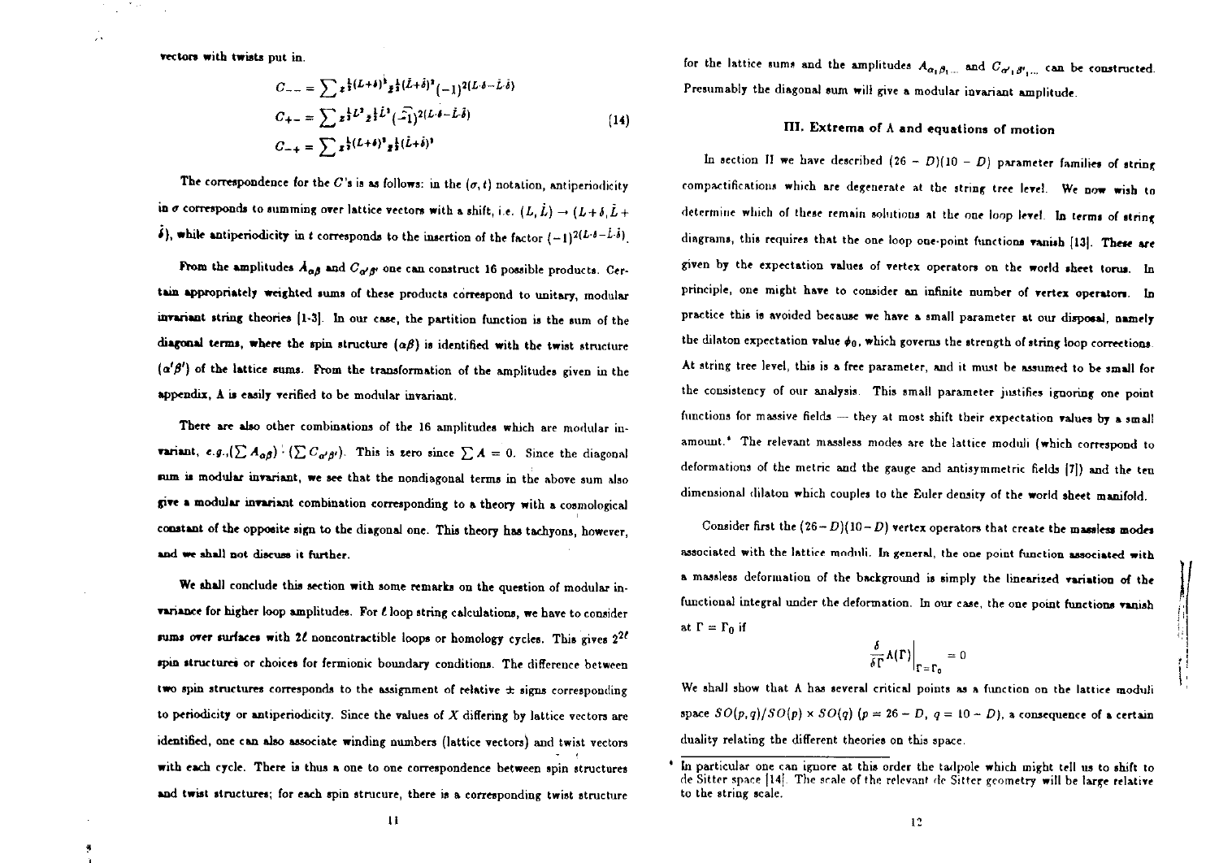vectors with twists put in.

$$
\begin{aligned}
C_{--} &= \sum z^{\frac{1}{2}(L+\delta)^2} \bar{z}^{\frac{1}{2}(\bar{L}+\bar{\delta})^2} (-1)^{2(L\cdot\delta - \bar{L}\cdot\bar{\delta})} \\
C_{+-} &= \sum z^{\frac{1}{2}L^2} \bar{z}^{\frac{1}{2}\bar{L}^2} (-1)^{2(L\cdot\delta - \bar{L}\cdot\bar{\delta})} \\
C_{-+} &= \sum z^{\frac{1}{2}(L+\delta)^2} \bar{z}^{\frac{1}{2}(\bar{L}+\bar{\delta})^2}
\end{aligned} \tag{14}
$$

The correspondence for the $C$'s is as follows: in the $(\sigma, t)$ notation, antiperiodicity in $\sigma$ corresponds to summing over lattice vectors with a shift, i.e. $(L, \bar{L}) \to (L+\delta, \bar{L}+\bar{\delta})$, while antiperiodicity in $t$ corresponds to the insertion of the factor $(-1)^{2(L\cdot\delta - \bar{L}\cdot\bar{\delta})}$.

From the amplitudes $A_{\alpha\beta}$ and $C_{\alpha'\beta'}$ one can construct 16 possible products. Certain appropriately weighted sums of these products correspond to unitary, modular invariant string theories [1-3]. In our case, the partition function is the sum of the diagonal terms, where the spin structure $(\alpha\beta)$ is identified with the twist structure $(\alpha'\beta')$ of the lattice sums. From the transformation of the amplitudes given in the appendix, $\Lambda$ is easily verified to be modular invariant.

There are also other combinations of the 16 amplitudes which are modular invariant, *e.g.*,$(\sum A_{\alpha\beta}) \cdot (\sum C_{\alpha'\beta'})$. This is zero since $\sum A = 0$. Since the diagonal sum is modular invariant, we see that the nondiagonal terms in the above sum also give a modular invariant combination corresponding to a theory with a cosmological constant of the opposite sign to the diagonal one. This theory has tachyons, however, and we shall not discuss it further.

We shall conclude this section with some remarks on the question of modular invariance for higher loop amplitudes. For $\ell$ loop string calculations, we have to consider sums over surfaces with $2\ell$ noncontractible loops or homology cycles. This gives $2^{2\ell}$ spin structures or choices for fermionic boundary conditions. The difference between two spin structures corresponds to the assignment of relative $\pm$ signs corresponding to periodicity or antiperiodicity. Since the values of $X$ differing by lattice vectors are identified, one can also associate winding numbers (lattice vectors) and twist vectors with each cycle. There is thus a one to one correspondence between spin structures and twist structures; for each spin strucure, there is a corresponding twist structure for the lattice sums and the amplitudes $A_{\alpha_1\beta_1\ldots}$ and $C_{\alpha'_1\beta'_1\ldots}$ can be constructed. Presumably the diagonal sum will give a modular invariant amplitude.

## III. Extrema of $\Lambda$ and equations of motion

In section II we have described $(26-D)(10-D)$ parameter families of string compactifications which are degenerate at the string tree level. We now wish to determine which of these remain solutions at the one loop level. In terms of string diagrams, this requires that the one loop one-point functions vanish [13]. These are given by the expectation values of vertex operators on the world sheet torus. In principle, one might have to consider an infinite number of vertex operators. In practice this is avoided because we have a small parameter at our disposal, namely the dilaton expectation value $\phi_0$, which governs the strength of string loop corrections. At string tree level, this is a free parameter, and it must be assumed to be small for the consistency of our analysis. This small parameter justifies ignoring one point functions for massive fields — they at most shift their expectation values by a small amount.* The relevant massless modes are the lattice moduli (which correspond to deformations of the metric and the gauge and antisymmetric fields [7]) and the ten dimensional dilaton which couples to the Euler density of the world sheet manifold.

Consider first the $(26-D)(10-D)$ vertex operators that create the massless modes associated with the lattice moduli. In general, the one point function associated with a massless deformation of the background is simply the linearized variation of the functional integral under the deformation. In our case, the one point functions vanish at $\Gamma = \Gamma_0$ if

$$
\frac{\delta}{\delta\Gamma}\Lambda(\Gamma)\bigg|_{\Gamma=\Gamma_0} = 0
$$

We shall show that $\Lambda$ has several critical points as a function on the lattice moduli space $SO(p,q)/SO(p) \times SO(q)$ $(p = 26-D,\ q = 10-D)$, a consequence of a certain duality relating the different theories on this space.

* In particular one can ignore at this order the tadpole which might tell us to shift to de Sitter space [14]. The scale of the relevant de Sitter geometry will be large relative to the string scale.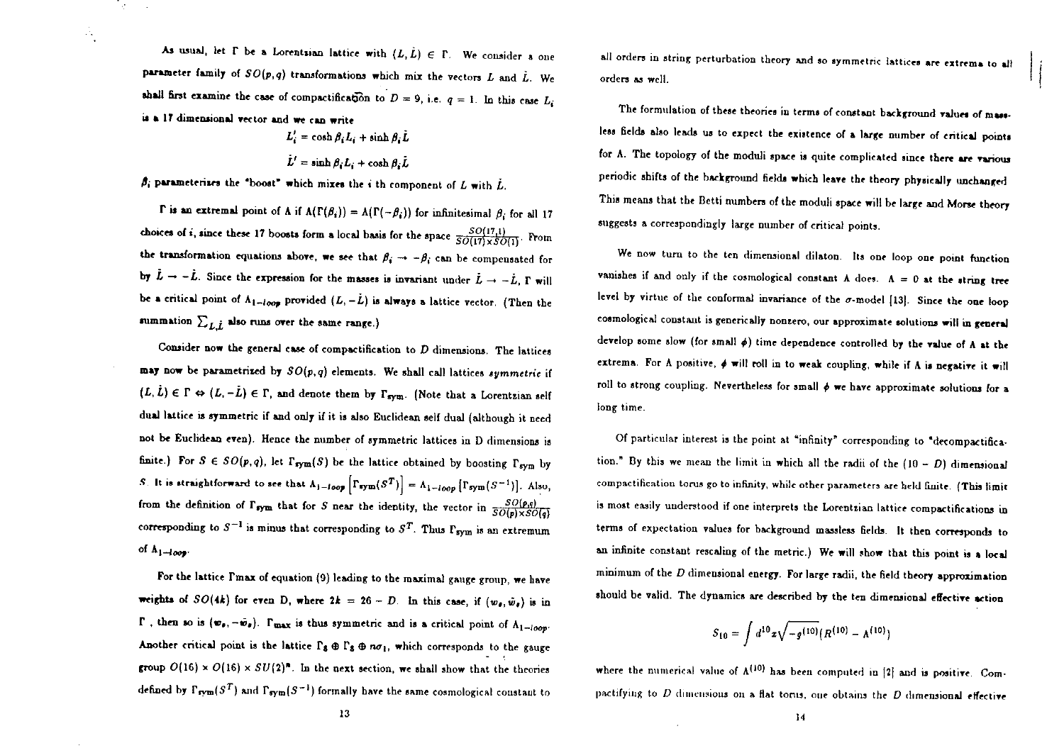As usual, let $\Gamma$ be a Lorentzian lattice with $(L, \bar{L}) \in \Gamma$. We consider a one parameter family of $SO(p,q)$ transformations which mix the vectors $L$ and $\bar{L}$. We shall first examine the case of compactification to $D = 9$, i.e. $q = 1$. In this case $L_i$ is a 17 dimensional vector and we can write

$$L_i' = \cosh\beta_i L_i + \sinh\beta_i \bar{L}$$

$$\bar{L}' = \sinh\beta_i L_i + \cosh\beta_i \bar{L}$$

$\beta_i$ parameterizes the "boost" which mixes the $i$ th component of $L$ with $\bar{L}$.

$\Gamma$ is an extremal point of $\Lambda$ if $\Lambda(\Gamma(\beta_i)) = \Lambda(\Gamma(-\beta_i))$ for infinitesimal $\beta_i$ for all 17 choices of $i$, since these 17 boosts form a local basis for the space $\frac{SO(17,1)}{SO(17)\times SO(1)}$. From the transformation equations above, we see that $\beta_i \to -\beta_i$ can be compensated for by $\bar{L} \to -\bar{L}$. Since the expression for the masses is invariant under $\bar{L} \to -\bar{L}$, $\Gamma$ will be a critical point of $\Lambda_{1-loop}$ provided $(L, -\bar{L})$ is always a lattice vector. (Then the summation $\sum_{L,\bar{L}}$ also runs over the same range.)

Consider now the general case of compactification to $D$ dimensions. The lattices may now be parametrized by $SO(p,q)$ elements. We shall call lattices *symmetric* if $(L, \bar{L}) \in \Gamma \Leftrightarrow (L, -\bar{L}) \in \Gamma$, and denote them by $\Gamma_{sym}$. (Note that a Lorentzian self dual lattice is symmetric if and only if it is also Euclidean self dual (although it need not be Euclidean even). Hence the number of symmetric lattices in D dimensions is finite.) For $S \in SO(p,q)$, let $\Gamma_{sym}(S)$ be the lattice obtained by boosting $\Gamma_{sym}$ by $S$. It is straightforward to see that $\Lambda_{1-loop}\left[\Gamma_{sym}(S^T)\right] = \Lambda_{1-loop}\left[\Gamma_{sym}(S^{-1})\right]$. Also, from the definition of $\Gamma_{sym}$ that for $S$ near the identity, the vector in $\frac{SO(p,q)}{SO(p)\times SO(q)}$ corresponding to $S^{-1}$ is minus that corresponding to $S^T$. Thus $\Gamma_{sym}$ is an extremum of $\Lambda_{1-loop}$.

For the lattice $\Gamma$max of equation (9) leading to the maximal gauge group, we have weights of $SO(4k)$ for even D, where $2k = 26 - D$. In this case, if $(w_s, \bar{w}_s)$ is in $\Gamma$, then so is $(w_s, -\bar{w}_s)$. $\Gamma_{max}$ is thus symmetric and is a critical point of $\Lambda_{1-loop}$. Another critical point is the lattice $\Gamma_8 \oplus \Gamma_8 \oplus n\sigma_1$, which corresponds to the gauge group $O(16) \times O(16) \times SU(2)^n$. In the next section, we shall show that the theories defined by $\Gamma_{sym}(S^T)$ and $\Gamma_{sym}(S^{-1})$ formally have the same cosmological constant to all orders in string perturbation theory and so symmetric lattices are extrema to all orders as well.

The formulation of these theories in terms of constant background values of massless fields also leads us to expect the existence of a large number of critical points for $\Lambda$. The topology of the moduli space is quite complicated since there are various periodic shifts of the background fields which leave the theory physically unchanged. This means that the Betti numbers of the moduli space will be large and Morse theory suggests a correspondingly large number of critical points.

We now turn to the ten dimensional dilaton. Its one loop one point function vanishes if and only if the cosmological constant $\Lambda$ does. $\Lambda = 0$ at the string tree level by virtue of the conformal invariance of the $\sigma$-model [13]. Since the one loop cosmological constant is generically nonzero, our approximate solutions will in general develop some slow (for small $\phi$) time dependence controlled by the value of $\Lambda$ at the extrema. For $\Lambda$ positive, $\phi$ will roll in to weak coupling, while if $\Lambda$ is negative it will roll to strong coupling. Nevertheless for small $\phi$ we have approximate solutions for a long time.

Of particular interest is the point at "infinity" corresponding to "decompactification." By this we mean the limit in which all the radii of the $(10 - D)$ dimensional compactification torus go to infinity, while other parameters are held finite. (This limit is most easily understood if one interprets the Lorentzian lattice compactifications in terms of expectation values for background massless fields. It then corresponds to an infinite constant rescaling of the metric.) We will show that this point is a local minimum of the $D$ dimensional energy. For large radii, the field theory approximation should be valid. The dynamics are described by the ten dimensional effective action

$$S_{10} = \int d^{10}x\sqrt{-g^{(10)}}(R^{(10)} - \Lambda^{(10)})$$

where the numerical value of $\Lambda^{(10)}$ has been computed in [2] and is positive. Compactifying to $D$ dimensions on a flat torus, one obtains the $D$ dimensional effective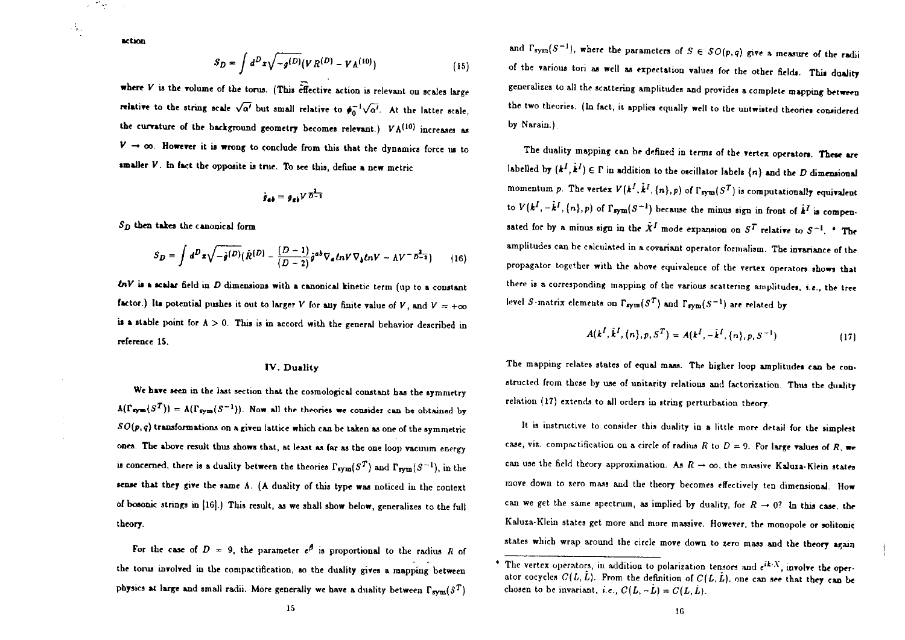action

$$S_D = \int d^D x \sqrt{-g^{(D)}} (V R^{(D)} - V \Lambda^{(10)}) \tag{15}$$

where $V$ is the volume of the torus. (This effective action is relevant on scales large relative to the string scale $\sqrt{\alpha'}$ but small relative to $\phi_0^{-1}\sqrt{\alpha'}$. At the latter scale, the curvature of the background geometry becomes relevant.) $V\Lambda^{(10)}$ increases as $V \to \infty$. However it is wrong to conclude from this that the dynamics force us to smaller $V$. In fact the opposite is true. To see this, define a new metric

$$\tilde{g}_{ab} = g_{ab} V^{\frac{2}{D-2}}$$

$S_D$ then takes the canonical form

$$S_D = \int d^D x \sqrt{-\tilde{g}^{(D)}} (\tilde{R}^{(D)} - \frac{(D-1)}{(D-2)} \tilde{g}^{ab} \nabla_a \ell n V \nabla_b \ell n V - \Lambda V^{-\frac{2}{D-2}}) \tag{16}$$

$\ell n V$ is a scalar field in $D$ dimensions with a canonical kinetic term (up to a constant factor.) Its potential pushes it out to larger $V$ for any finite value of $V$, and $V = +\infty$ is a stable point for $\Lambda > 0$. This is in accord with the general behavior described in reference 15.

## IV. Duality

We have seen in the last section that the cosmological constant has the symmetry $\Lambda(\Gamma_{sym}(S^T)) = \Lambda(\Gamma_{sym}(S^{-1}))$. Now all the theories we consider can be obtained by $SO(p,q)$ transformations on a given lattice which can be taken as one of the symmetric ones. The above result thus shows that, at least as far as the one loop vacuum energy is concerned, there is a duality between the theories $\Gamma_{sym}(S^T)$ and $\Gamma_{sym}(S^{-1})$, in the sense that they give the same $\Lambda$. (A duality of this type was noticed in the context of bosonic strings in [16].) This result, as we shall show below, generalizes to the full theory.

For the case of $D = 9$, the parameter $e^{\beta}$ is proportional to the radius $R$ of the torus involved in the compactification, so the duality gives a mapping between physics at large and small radii. More generally we have a duality between $\Gamma_{sym}(S^T)$ and $\Gamma_{sym}(S^{-1})$, where the parameters of $S \in SO(p,q)$ give a measure of the radii of the various tori as well as expectation values for the other fields. This duality generalizes to all the scattering amplitudes and provides a complete mapping between the two theories. (In fact, it applies equally well to the untwisted theories considered by Narain.)

The duality mapping can be defined in terms of the vertex operators. These are labelled by $(k^I, \bar{k}^I) \in \Gamma$ in addition to the oscillator labels $\{n\}$ and the $D$ dimensional momentum $p$. The vertex $V(k^I, \bar{k}^I, \{n\}, p)$ of $\Gamma_{sym}(S^T)$ is computationally equivalent to $V(k^I, -\bar{k}^I, \{n\}, p)$ of $\Gamma_{sym}(S^{-1})$ because the minus sign in front of $\bar{k}^I$ is compensated for by a minus sign in the $\tilde{X}^I$ mode expansion on $S^T$ relative to $S^{-1}$. * The amplitudes can be calculated in a covariant operator formalism. The invariance of the propagator together with the above equivalence of the vertex operators shows that there is a corresponding mapping of the various scattering amplitudes, *i.e.*, the tree level $S$-matrix elements on $\Gamma_{sym}(S^T)$ and $\Gamma_{sym}(S^{-1})$ are related by

$$A(k^I, \bar{k}^I, \{n\}, p, S^T) = A(k^I, -\bar{k}^I, \{n\}, p, S^{-1}) \tag{17}$$

The mapping relates states of equal mass. The higher loop amplitudes can be constructed from these by use of unitarity relations and factorization. Thus the duality relation (17) extends to all orders in string perturbation theory.

It is instructive to consider this duality in a little more detail for the simplest case, viz. compactification on a circle of radius $R$ to $D = 9$. For large values of $R$, we can use the field theory approximation. As $R \to \infty$, the massive Kaluza-Klein states move down to zero mass and the theory becomes effectively ten dimensional. How can we get the same spectrum, as implied by duality, for $R \to 0$? In this case, the Kaluza-Klein states get more and more massive. However, the monopole or solitonic states which wrap around the circle move down to zero mass and the theory again

* The vertex operators, in addition to polarization tensors and $e^{ik \cdot X}$, involve the operator cocycles $C(L, \bar{L})$. From the definition of $C(L, \bar{L})$, one can see that they can be chosen to be invariant, *i.e.*, $C(L, -\bar{L}) = C(L, \bar{L})$.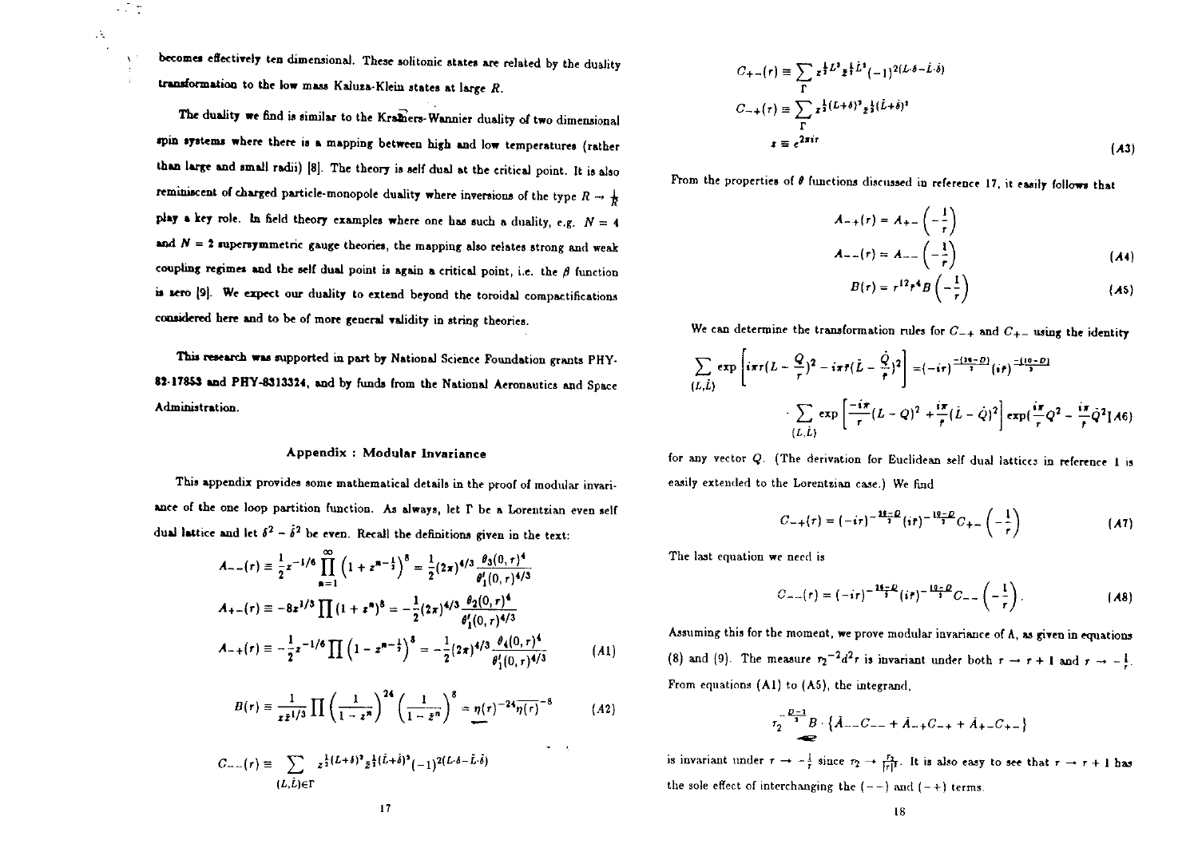becomes effectively ten dimensional. These solitonic states are related by the duality transformation to the low mass Kaluza-Klein states at large $R$.

The duality we find is similar to the Kramers-Wannier duality of two dimensional spin systems where there is a mapping between high and low temperatures (rather than large and small radii) [8]. The theory is self dual at the critical point. It is also reminiscent of charged particle-monopole duality where inversions of the type $R \to \frac{1}{R}$ play a key role. In field theory examples where one has such a duality, e.g. $N = 4$ and $N = 2$ supersymmetric gauge theories, the mapping also relates strong and weak coupling regimes and the self dual point is again a critical point, i.e. the $\beta$ function is zero [9]. We expect our duality to extend beyond the toroidal compactifications considered here and to be of more general validity in string theories.

This research was supported in part by National Science Foundation grants PHY-82-17853 and PHY-8313324, and by funds from the National Aeronautics and Space Administration.

## Appendix : Modular Invariance

This appendix provides some mathematical details in the proof of modular invariance of the one loop partition function. As always, let $\Gamma$ be a Lorentzian even self dual lattice and let $\delta^2 - \bar{\delta}^2$ be even. Recall the definitions given in the text:

$$
\begin{aligned}
A_{--}(\tau) &\equiv \frac{1}{2} z^{-1/6} \prod_{n=1}^{\infty} \left(1 + z^{n-\frac{1}{2}}\right)^8 = \frac{1}{2} (2\pi)^{4/3} \frac{\theta_3(0,\tau)^4}{\theta_1'(0,\tau)^{4/3}} \\
A_{+-}(\tau) &\equiv -8 z^{1/3} \prod (1 + z^n)^8 = -\frac{1}{2} (2\pi)^{4/3} \frac{\theta_2(0,\tau)^4}{\theta_1'(0,\tau)^{4/3}} \\
A_{-+}(\tau) &\equiv -\frac{1}{2} z^{-1/6} \prod \left(1 - z^{n-\frac{1}{2}}\right)^8 = -\frac{1}{2} (2\pi)^{4/3} \frac{\theta_4(0,\tau)^4}{\theta_1'(0,\tau)^{4/3}}
\end{aligned}
\tag{A1}
$$

$$
B(\tau) \equiv \frac{1}{z \bar{z}^{1/3}} \prod \left(\frac{1}{1 - z^n}\right)^{24} \left(\frac{1}{1 - \bar{z}^n}\right)^8 = \eta(\tau)^{-24} \overline{\eta(\tau)}^{-8}
\tag{A2}
$$

$$
\begin{aligned}
C_{--}(\tau) &\equiv \sum_{(L,\bar{L}) \in \Gamma} z^{\frac{1}{2}(L+\delta)^2} \bar{z}^{\frac{1}{2}(\bar{L}+\bar{\delta})^2} (-1)^{2(L\cdot\delta - \bar{L}\cdot\bar{\delta})} \\
C_{+-}(\tau) &\equiv \sum_{\Gamma} z^{\frac{1}{2}L^2} \bar{z}^{\frac{1}{2}\bar{L}^2} (-1)^{2(L\cdot\delta - \bar{L}\cdot\bar{\delta})} \\
C_{-+}(\tau) &\equiv \sum_{\Gamma} z^{\frac{1}{2}(L+\delta)^2} \bar{z}^{\frac{1}{2}(\bar{L}+\bar{\delta})^2} \\
z &\equiv e^{2\pi i \tau}
\end{aligned}
\tag{A3}
$$

From the properties of $\theta$ functions discussed in reference 17, it easily follows that

$$
\begin{aligned}
A_{-+}(\tau) &= A_{+-}\left(-\frac{1}{\tau}\right) \\
A_{--}(\tau) &= A_{--}\left(-\frac{1}{\tau}\right)
\end{aligned}
\tag{A4}
$$

$$
B(\tau) = \tau^{12} \bar{\tau}^4 B\left(-\frac{1}{\tau}\right)
\tag{A5}
$$

We can determine the transformation rules for $C_{-+}$ and $C_{+-}$ using the identity

$$
\begin{aligned}
\sum_{(L,\bar{L})} \exp\left[ i\pi\tau\left(L - \frac{Q}{\tau}\right)^2 - i\pi\bar{\tau}\left(\bar{L} - \frac{\bar{Q}}{\bar{\tau}}\right)^2 \right] &= (-i\tau)^{\frac{-(16-D)}{2}} (i\bar{\tau})^{\frac{-(10-D)}{2}} \\
\cdot \sum_{(L,\bar{L})} \exp\left[ \frac{-i\pi}{\tau}(L - Q)^2 + \frac{i\pi}{\bar{\tau}}(\bar{L} - \bar{Q})^2 \right] &\exp\left(\frac{i\pi}{\tau} Q^2 - \frac{i\pi}{\bar{\tau}} \bar{Q}^2\right)
\end{aligned}
\tag{A6}
$$

for any vector $Q$. (The derivation for Euclidean self dual lattices in reference 1 is easily extended to the Lorentzian case.) We find

$$
C_{-+}(\tau) = (-i\tau)^{-\frac{16-D}{2}} (i\bar{\tau})^{-\frac{10-D}{2}} C_{+-}\left(-\frac{1}{\tau}\right)
\tag{A7}
$$

The last equation we need is

$$
C_{--}(\tau) = (-i\tau)^{-\frac{16-D}{2}} (i\bar{\tau})^{-\frac{10-D}{2}} C_{--}\left(-\frac{1}{\tau}\right).
\tag{A8}
$$

Assuming this for the moment, we prove modular invariance of $\Lambda$, as given in equations (8) and (9). The measure $\tau_2^{-2} d^2\tau$ is invariant under both $\tau \to \tau + 1$ and $\tau \to -\frac{1}{\tau}$. From equations (A1) to (A5), the integrand,

$$
\tau_2^{-\frac{D-2}{2}} B \cdot \left\{ \bar{A}_{--} C_{--} + \bar{A}_{-+} C_{-+} + \bar{A}_{+-} C_{+-} \right\}
$$

is invariant under $\tau \to -\frac{1}{\tau}$ since $\tau_2 \to \frac{\tau_2}{|\tau|^2}$. It is also easy to see that $\tau \to \tau + 1$ has the sole effect of interchanging the $(--)$ and $(-+)$ terms.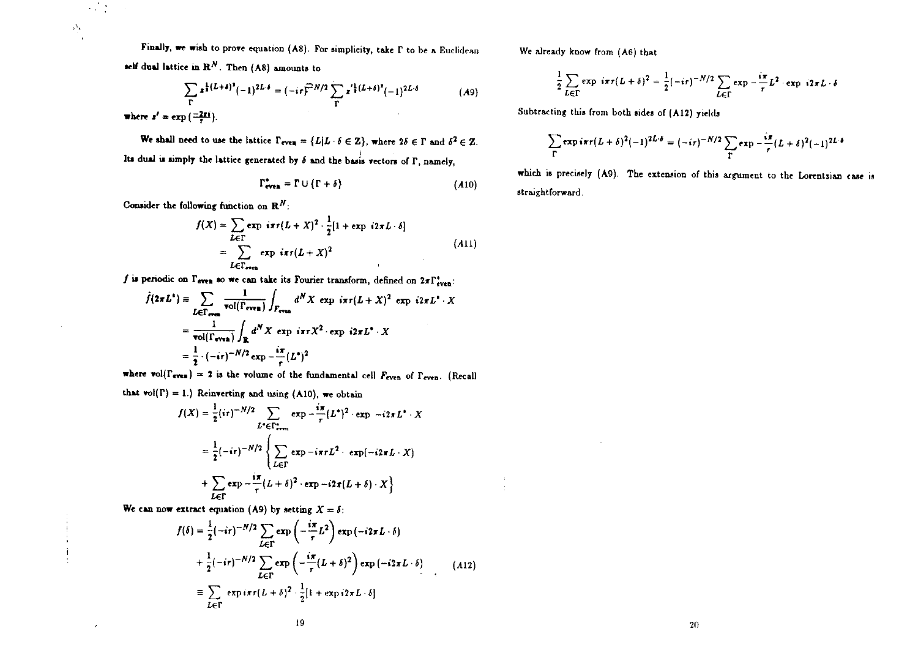Finally, we wish to prove equation (A8). For simplicity, take $\Gamma$ to be a Euclidean self dual lattice in $\mathbf{R}^N$. Then (A8) amounts to

$$\sum_{\Gamma} z^{\frac{1}{2}(L+\delta)^2}(-1)^{2L\cdot\delta} = (-i\tau)^{-N/2} \sum_{\Gamma} z'^{\frac{1}{2}(L+\delta)^2}(-1)^{2L\cdot\delta} \tag{A9}$$

where $z' = \exp\left(\frac{-2\pi i}{\tau}\right)$.

We shall need to use the lattice $\Gamma_{\rm even} = \{L | L\cdot\delta \in \mathbf{Z}\}$, where $2\delta \in \Gamma$ and $\delta^2 \in \mathbf{Z}$. Its dual is simply the lattice generated by $\delta$ and the basis vectors of $\Gamma$, namely,

$$\Gamma^*_{\rm even} = \Gamma \cup \{\Gamma + \delta\} \tag{A10}$$

Consider the following function on $\mathbf{R}^N$:

$$\begin{aligned} f(X) &= \sum_{L\in\Gamma} \exp\, i\pi\tau(L+X)^2 \cdot \frac{1}{2}[1 + \exp\, i2\pi L\cdot\delta] \\ &= \sum_{L\in\Gamma_{\rm even}} \exp\, i\pi\tau(L+X)^2 \end{aligned} \tag{A11}$$

$f$ is periodic on $\Gamma_{\rm even}$ so we can take its Fourier transform, defined on $2\pi\Gamma^*_{\rm even}$:

$$\begin{aligned} \hat{f}(2\pi L^*) &\equiv \sum_{L\in\Gamma_{\rm even}} \frac{1}{\mathrm{vol}(\Gamma_{\rm even})} \int_{F_{\rm even}} d^N X\, \exp\, i\pi\tau(L+X)^2\, \exp\, i2\pi L^*\cdot X \\ &= \frac{1}{\mathrm{vol}(\Gamma_{\rm even})} \int_{\mathbf{R}} d^N X\, \exp\, i\pi\tau X^2 \cdot \exp\, i2\pi L^*\cdot X \\ &= \frac{1}{2}\cdot(-i\tau)^{-N/2} \exp -\frac{i\pi}{\tau}(L^*)^2 \end{aligned}$$

where $\mathrm{vol}(\Gamma_{\rm even}) = 2$ is the volume of the fundamental cell $F_{\rm even}$ of $\Gamma_{\rm even}$. (Recall that $\mathrm{vol}(\Gamma) = 1$.) Reinverting and using (A10), we obtain

$$\begin{aligned} f(X) &= \frac{1}{2}(i\tau)^{-N/2} \sum_{L^*\in\Gamma^*_{\rm even}} \exp -\frac{i\pi}{\tau}(L^*)^2 \cdot \exp -i2\pi L^*\cdot X \\ &= \frac{1}{2}(-i\tau)^{-N/2} \Big\{ \sum_{L\in\Gamma} \exp -i\pi\tau L^2 \cdot \exp(-i2\pi L\cdot X) \\ &\quad + \sum_{L\in\Gamma} \exp -\frac{i\pi}{\tau}(L+\delta)^2 \cdot \exp -i2\pi(L+\delta)\cdot X \Big\} \end{aligned}$$

We can now extract equation (A9) by setting $X = \delta$:

$$\begin{aligned} f(\delta) &= \frac{1}{2}(-i\tau)^{-N/2} \sum_{L\in\Gamma} \exp\left(-\frac{i\pi}{\tau}L^2\right) \exp(-i2\pi L\cdot\delta) \\ &\quad + \frac{1}{2}(-i\tau)^{-N/2} \sum_{L\in\Gamma} \exp\left(-\frac{i\pi}{\tau}(L+\delta)^2\right) \exp(-i2\pi L\cdot\delta) \\ &\equiv \sum_{L\in\Gamma} \exp i\pi\tau(L+\delta)^2 \cdot \frac{1}{2}[1 + \exp i2\pi L\cdot\delta] \end{aligned} \tag{A12}$$

We already know from (A6) that

$$\frac{1}{2}\sum_{L\in\Gamma} \exp\, i\pi\tau(L+\delta)^2 = \frac{1}{2}(-i\tau)^{-N/2} \sum_{L\in\Gamma} \exp -\frac{i\pi}{\tau}L^2 \cdot \exp\, i2\pi L\cdot\delta$$

Subtracting this from both sides of (A12) yields

$$\sum_{\Gamma} \exp i\pi\tau(L+\delta)^2(-1)^{2L\cdot\delta} = (-i\tau)^{-N/2} \sum_{\Gamma} \exp -\frac{i\pi}{\tau}(L+\delta)^2(-1)^{2L\cdot\delta}$$

which is precisely (A9). The extension of this argument to the Lorentzian case is straightforward.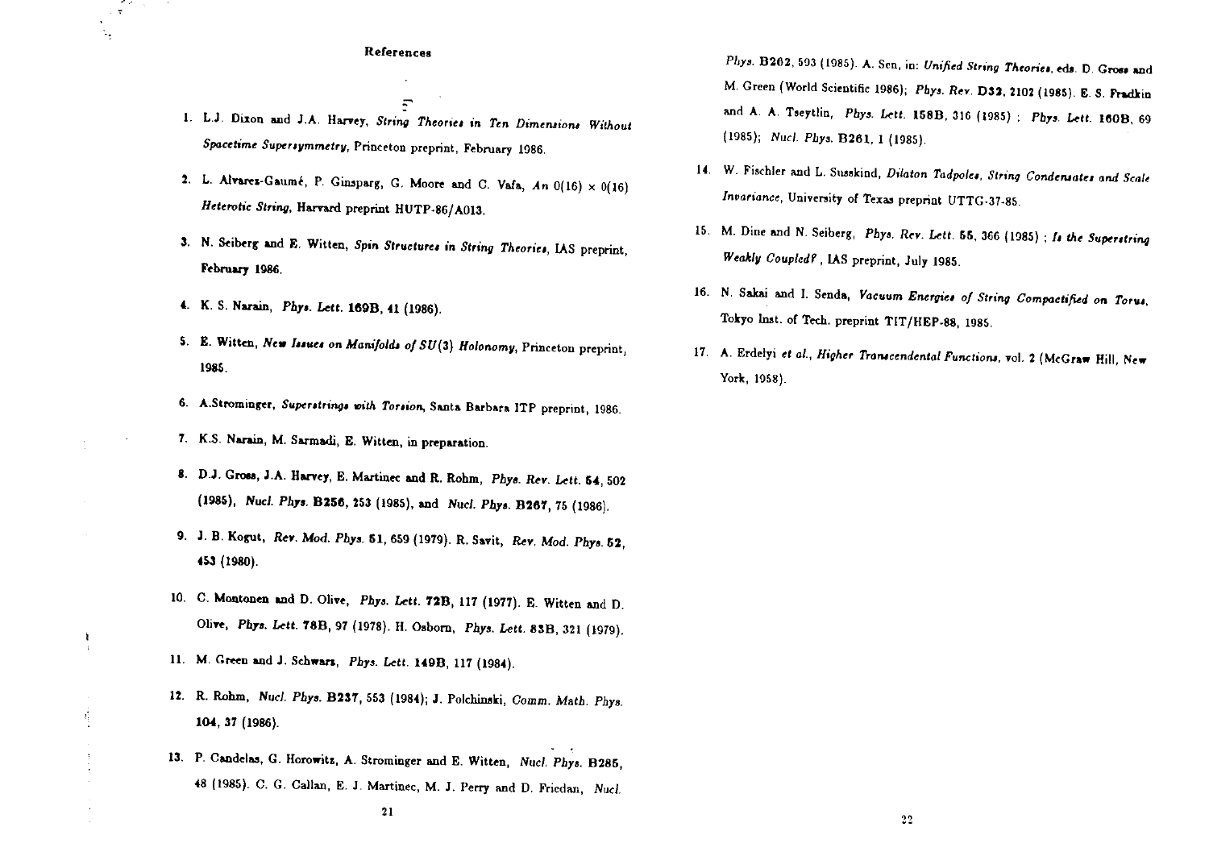## References

1. L.J. Dixon and J.A. Harvey, *String Theories in Ten Dimensions Without Spacetime Supersymmetry*, Princeton preprint, February 1986.

2. L. Alvarez-Gaumé, P. Ginsparg, G. Moore and C. Vafa, *An* $O(16) \times O(16)$ *Heterotic String*, Harvard preprint HUTP-86/A013.

3. N. Seiberg and E. Witten, *Spin Structures in String Theories*, IAS preprint, February 1986.

4. K. S. Narain, *Phys. Lett.* **169B**, 41 (1986).

5. E. Witten, *New Issues on Manifolds of* $SU(3)$ *Holonomy*, Princeton preprint, 1985.

6. A.Strominger, *Superstrings with Torsion*, Santa Barbara ITP preprint, 1986.

7. K.S. Narain, M. Sarmadi, E. Witten, in preparation.

8. D.J. Gross, J.A. Harvey, E. Martinec and R. Rohm, *Phys. Rev. Lett.* **54**, 502 (1985), *Nucl. Phys.* **B256**, 253 (1985), and *Nucl. Phys.* **B267**, 75 (1986).

9. J. B. Kogut, *Rev. Mod. Phys.* **51**, 659 (1979). R. Savit, *Rev. Mod. Phys.* **52**, 453 (1980).

10. C. Montonen and D. Olive, *Phys. Lett.* **72B**, 117 (1977). E. Witten and D. Olive, *Phys. Lett.* **78B**, 97 (1978). H. Osborn, *Phys. Lett.* **83B**, 321 (1979).

11. M. Green and J. Schwarz, *Phys. Lett.* **149B**, 117 (1984).

12. R. Rohm, *Nucl. Phys.* **B237**, 553 (1984); J. Polchinski, *Comm. Math. Phys.* **104**, 37 (1986).

13. P. Candelas, G. Horowitz, A. Strominger and E. Witten, *Nucl. Phys.* **B285**, 48 (1985). C. G. Callan, E. J. Martinec, M. J. Perry and D. Friedan, *Nucl. Phys.* **B262**, 593 (1985). A. Sen, in: *Unified String Theories*, eds. D. Gross and M. Green (World Scientific 1986); *Phys. Rev.* **D32**, 2102 (1985). E. S. Fradkin and A. A. Tseytlin, *Phys. Lett.* **158B**, 316 (1985) ; *Phys. Lett.* **160B**, 69 (1985); *Nucl. Phys.* **B261**, 1 (1985).

14. W. Fischler and L. Susskind, *Dilaton Tadpoles, String Condensates and Scale Invariance*, University of Texas preprint UTTG-37-85.

15. M. Dine and N. Seiberg, *Phys. Rev. Lett.* **55**, 366 (1985) ; *Is the Superstring Weakly Coupled?*, IAS preprint, July 1985.

16. N. Sakai and I. Senda, *Vacuum Energies of String Compactified on Torus*, Tokyo Inst. of Tech. preprint TIT/HEP-88, 1985.

17. A. Erdelyi *et al.*, *Higher Transcendental Functions*, vol. 2 (McGraw Hill, New York, 1958).